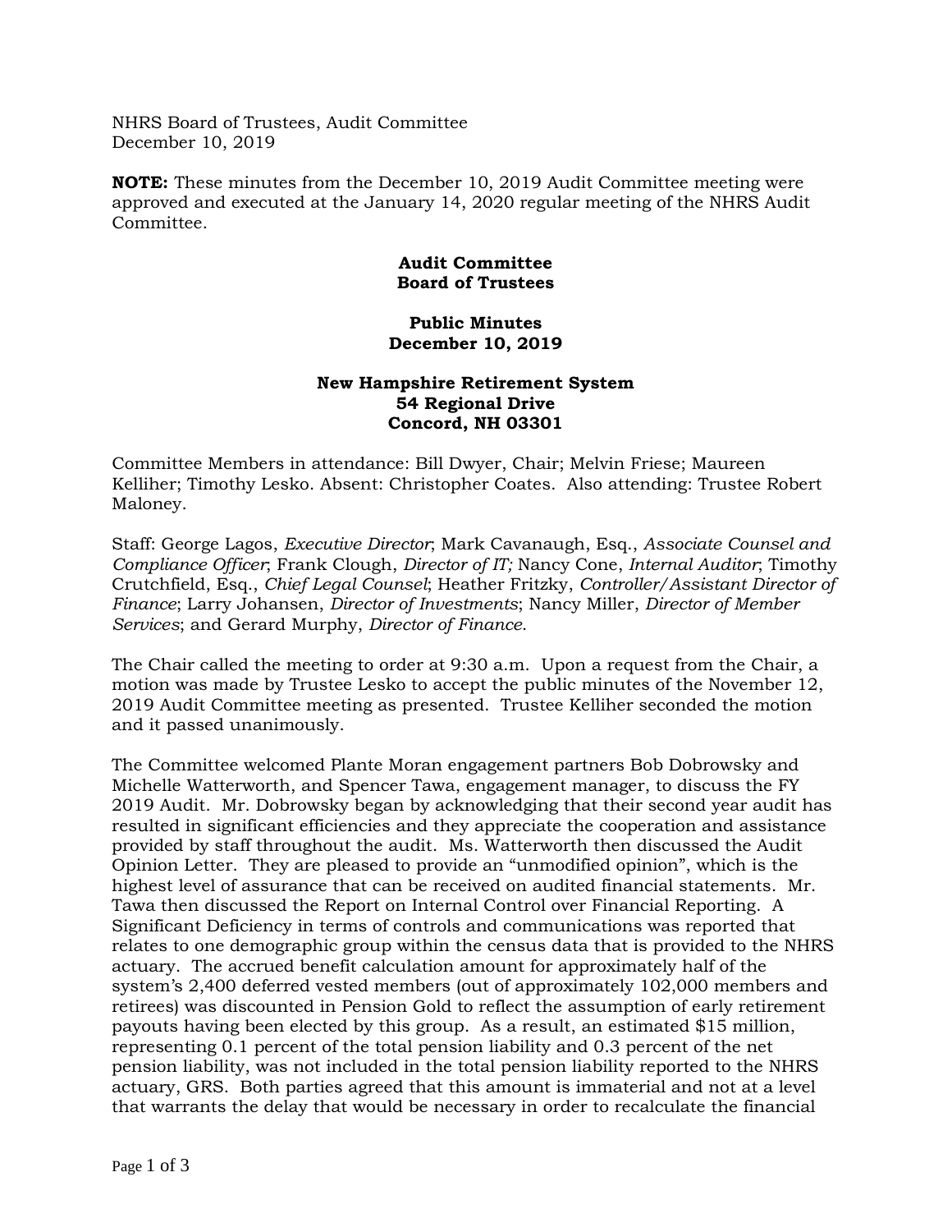NHRS Board of Trustees, Audit Committee
December 10, 2019

**NOTE:** These minutes from the December 10, 2019 Audit Committee meeting were approved and executed at the January 14, 2020 regular meeting of the NHRS Audit Committee.

**Audit Committee**
**Board of Trustees**

**Public Minutes**
**December 10, 2019**

**New Hampshire Retirement System**
**54 Regional Drive**
**Concord, NH 03301**

Committee Members in attendance: Bill Dwyer, Chair; Melvin Friese; Maureen Kelliher; Timothy Lesko. Absent: Christopher Coates. Also attending: Trustee Robert Maloney.

Staff: George Lagos, *Executive Director*; Mark Cavanaugh, Esq., *Associate Counsel and Compliance Officer*; Frank Clough, *Director of IT;* Nancy Cone, *Internal Auditor*; Timothy Crutchfield, Esq., *Chief Legal Counsel*; Heather Fritzky, *Controller/Assistant Director of Finance*; Larry Johansen, *Director of Investments*; Nancy Miller, *Director of Member Services*; and Gerard Murphy, *Director of Finance.*

The Chair called the meeting to order at 9:30 a.m. Upon a request from the Chair, a motion was made by Trustee Lesko to accept the public minutes of the November 12, 2019 Audit Committee meeting as presented. Trustee Kelliher seconded the motion and it passed unanimously.

The Committee welcomed Plante Moran engagement partners Bob Dobrowsky and Michelle Watterworth, and Spencer Tawa, engagement manager, to discuss the FY 2019 Audit. Mr. Dobrowsky began by acknowledging that their second year audit has resulted in significant efficiencies and they appreciate the cooperation and assistance provided by staff throughout the audit. Ms. Watterworth then discussed the Audit Opinion Letter. They are pleased to provide an "unmodified opinion", which is the highest level of assurance that can be received on audited financial statements. Mr. Tawa then discussed the Report on Internal Control over Financial Reporting. A Significant Deficiency in terms of controls and communications was reported that relates to one demographic group within the census data that is provided to the NHRS actuary. The accrued benefit calculation amount for approximately half of the system's 2,400 deferred vested members (out of approximately 102,000 members and retirees) was discounted in Pension Gold to reflect the assumption of early retirement payouts having been elected by this group. As a result, an estimated $15 million, representing 0.1 percent of the total pension liability and 0.3 percent of the net pension liability, was not included in the total pension liability reported to the NHRS actuary, GRS. Both parties agreed that this amount is immaterial and not at a level that warrants the delay that would be necessary in order to recalculate the financial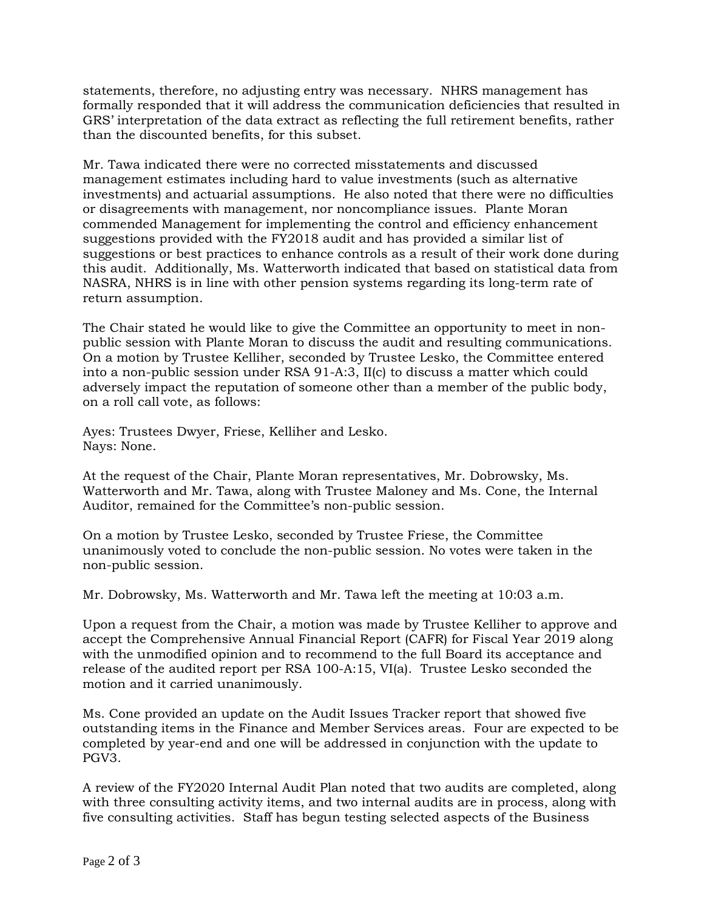statements, therefore, no adjusting entry was necessary. NHRS management has formally responded that it will address the communication deficiencies that resulted in GRS' interpretation of the data extract as reflecting the full retirement benefits, rather than the discounted benefits, for this subset.

Mr. Tawa indicated there were no corrected misstatements and discussed management estimates including hard to value investments (such as alternative investments) and actuarial assumptions. He also noted that there were no difficulties or disagreements with management, nor noncompliance issues. Plante Moran commended Management for implementing the control and efficiency enhancement suggestions provided with the FY2018 audit and has provided a similar list of suggestions or best practices to enhance controls as a result of their work done during this audit. Additionally, Ms. Watterworth indicated that based on statistical data from NASRA, NHRS is in line with other pension systems regarding its long-term rate of return assumption.

The Chair stated he would like to give the Committee an opportunity to meet in non-public session with Plante Moran to discuss the audit and resulting communications. On a motion by Trustee Kelliher, seconded by Trustee Lesko, the Committee entered into a non-public session under RSA 91-A:3, II(c) to discuss a matter which could adversely impact the reputation of someone other than a member of the public body, on a roll call vote, as follows:

Ayes: Trustees Dwyer, Friese, Kelliher and Lesko.
Nays: None.

At the request of the Chair, Plante Moran representatives, Mr. Dobrowsky, Ms. Watterworth and Mr. Tawa, along with Trustee Maloney and Ms. Cone, the Internal Auditor, remained for the Committee's non-public session.

On a motion by Trustee Lesko, seconded by Trustee Friese, the Committee unanimously voted to conclude the non-public session. No votes were taken in the non-public session.

Mr. Dobrowsky, Ms. Watterworth and Mr. Tawa left the meeting at 10:03 a.m.

Upon a request from the Chair, a motion was made by Trustee Kelliher to approve and accept the Comprehensive Annual Financial Report (CAFR) for Fiscal Year 2019 along with the unmodified opinion and to recommend to the full Board its acceptance and release of the audited report per RSA 100-A:15, VI(a). Trustee Lesko seconded the motion and it carried unanimously.

Ms. Cone provided an update on the Audit Issues Tracker report that showed five outstanding items in the Finance and Member Services areas. Four are expected to be completed by year-end and one will be addressed in conjunction with the update to PGV3.

A review of the FY2020 Internal Audit Plan noted that two audits are completed, along with three consulting activity items, and two internal audits are in process, along with five consulting activities. Staff has begun testing selected aspects of the Business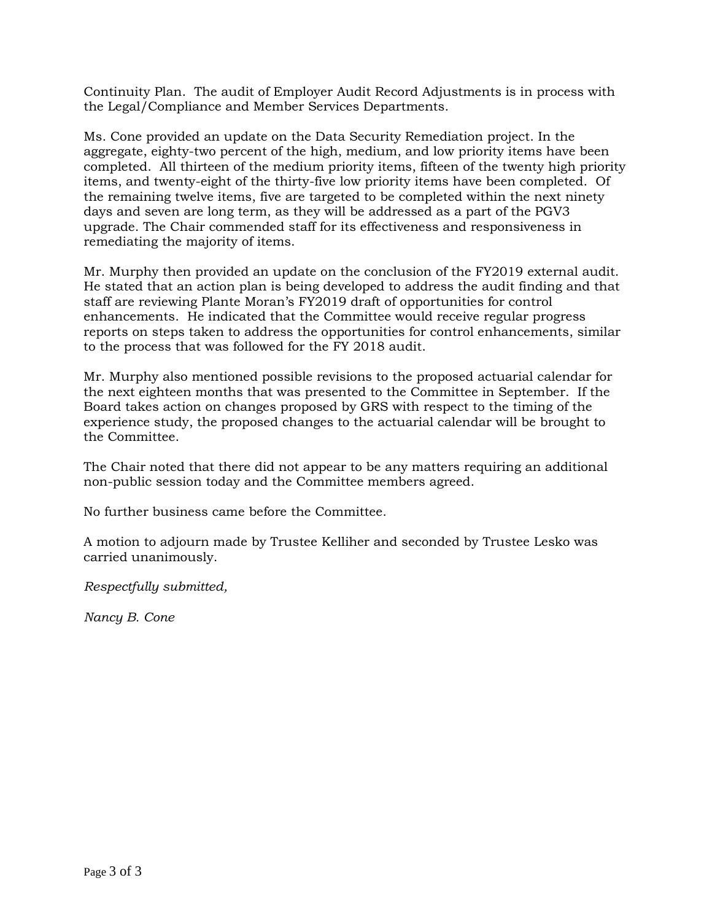Continuity Plan.  The audit of Employer Audit Record Adjustments is in process with the Legal/Compliance and Member Services Departments.

Ms. Cone provided an update on the Data Security Remediation project. In the aggregate, eighty-two percent of the high, medium, and low priority items have been completed.  All thirteen of the medium priority items, fifteen of the twenty high priority items, and twenty-eight of the thirty-five low priority items have been completed.  Of the remaining twelve items, five are targeted to be completed within the next ninety days and seven are long term, as they will be addressed as a part of the PGV3 upgrade. The Chair commended staff for its effectiveness and responsiveness in remediating the majority of items.

Mr. Murphy then provided an update on the conclusion of the FY2019 external audit. He stated that an action plan is being developed to address the audit finding and that staff are reviewing Plante Moran's FY2019 draft of opportunities for control enhancements.  He indicated that the Committee would receive regular progress reports on steps taken to address the opportunities for control enhancements, similar to the process that was followed for the FY 2018 audit.

Mr. Murphy also mentioned possible revisions to the proposed actuarial calendar for the next eighteen months that was presented to the Committee in September.  If the Board takes action on changes proposed by GRS with respect to the timing of the experience study, the proposed changes to the actuarial calendar will be brought to the Committee.

The Chair noted that there did not appear to be any matters requiring an additional non-public session today and the Committee members agreed.

No further business came before the Committee.

A motion to adjourn made by Trustee Kelliher and seconded by Trustee Lesko was carried unanimously.

*Respectfully submitted,*

*Nancy B. Cone*